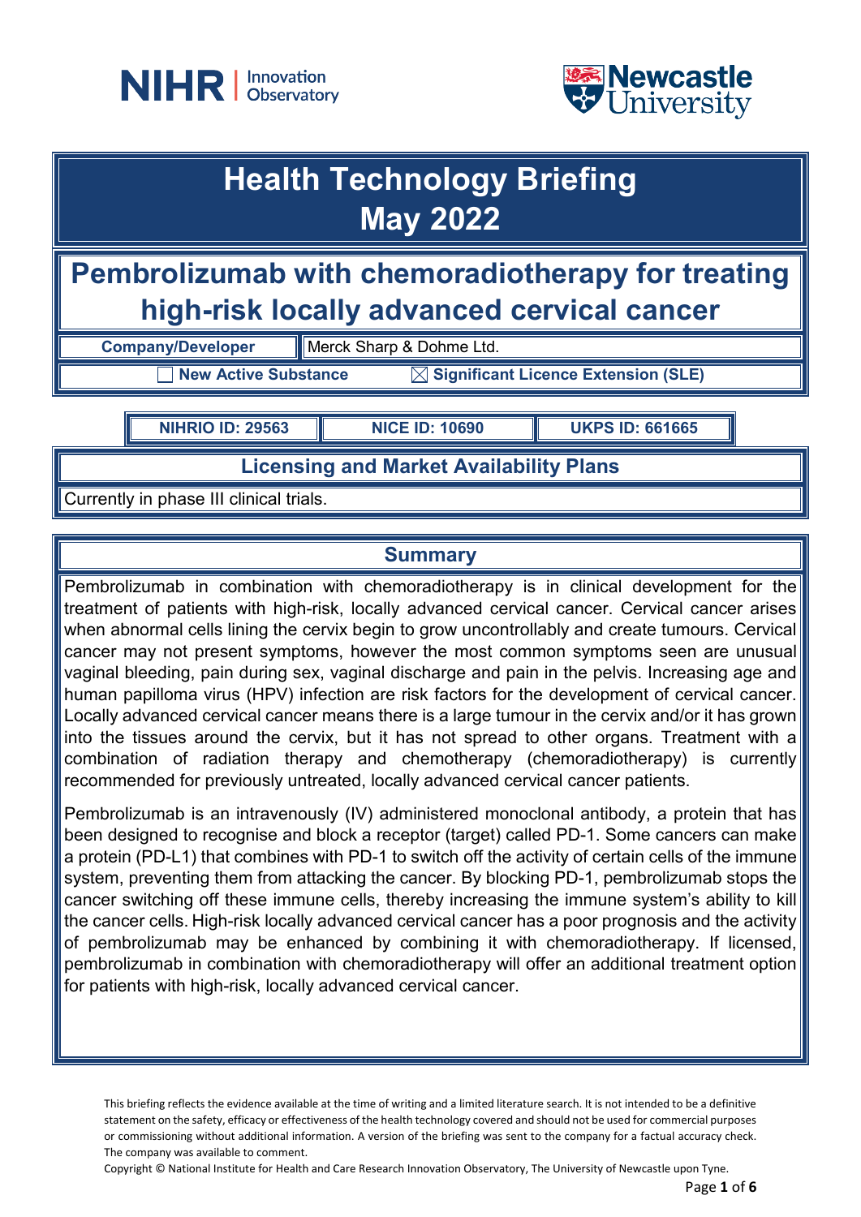# Health Technology Briefing
# May 2022

## Pembrolizumab with chemoradiotherapy for treating high-risk locally advanced cervical cancer

| Company/Developer | Merck Sharp & Dohme Ltd. |
|---|---|
| ☐ New Active Substance | ☒ Significant Licence Extension (SLE) |

| NIHRIO ID: 29563 | NICE ID: 10690 | UKPS ID: 661665 |
|---|---|---|

### Licensing and Market Availability Plans

Currently in phase III clinical trials.

### Summary

Pembrolizumab in combination with chemoradiotherapy is in clinical development for the treatment of patients with high-risk, locally advanced cervical cancer. Cervical cancer arises when abnormal cells lining the cervix begin to grow uncontrollably and create tumours. Cervical cancer may not present symptoms, however the most common symptoms seen are unusual vaginal bleeding, pain during sex, vaginal discharge and pain in the pelvis. Increasing age and human papilloma virus (HPV) infection are risk factors for the development of cervical cancer. Locally advanced cervical cancer means there is a large tumour in the cervix and/or it has grown into the tissues around the cervix, but it has not spread to other organs. Treatment with a combination of radiation therapy and chemotherapy (chemoradiotherapy) is currently recommended for previously untreated, locally advanced cervical cancer patients.

Pembrolizumab is an intravenously (IV) administered monoclonal antibody, a protein that has been designed to recognise and block a receptor (target) called PD-1. Some cancers can make a protein (PD-L1) that combines with PD-1 to switch off the activity of certain cells of the immune system, preventing them from attacking the cancer. By blocking PD-1, pembrolizumab stops the cancer switching off these immune cells, thereby increasing the immune system's ability to kill the cancer cells. High-risk locally advanced cervical cancer has a poor prognosis and the activity of pembrolizumab may be enhanced by combining it with chemoradiotherapy. If licensed, pembrolizumab in combination with chemoradiotherapy will offer an additional treatment option for patients with high-risk, locally advanced cervical cancer.

This briefing reflects the evidence available at the time of writing and a limited literature search. It is not intended to be a definitive statement on the safety, efficacy or effectiveness of the health technology covered and should not be used for commercial purposes or commissioning without additional information. A version of the briefing was sent to the company for a factual accuracy check. The company was available to comment.

Copyright © National Institute for Health and Care Research Innovation Observatory, The University of Newcastle upon Tyne.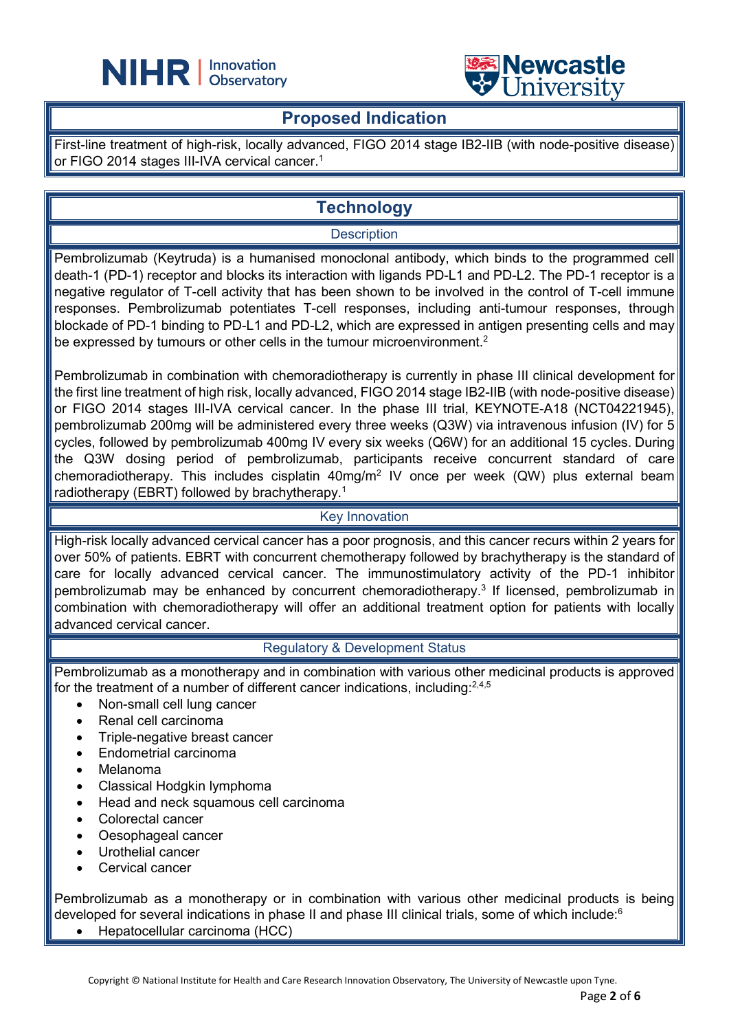## Proposed Indication

First-line treatment of high-risk, locally advanced, FIGO 2014 stage IB2-IIB (with node-positive disease) or FIGO 2014 stages III-IVA cervical cancer.[1]

## Technology

### Description

Pembrolizumab (Keytruda) is a humanised monoclonal antibody, which binds to the programmed cell death-1 (PD-1) receptor and blocks its interaction with ligands PD-L1 and PD-L2. The PD-1 receptor is a negative regulator of T-cell activity that has been shown to be involved in the control of T-cell immune responses. Pembrolizumab potentiates T-cell responses, including anti-tumour responses, through blockade of PD-1 binding to PD-L1 and PD-L2, which are expressed in antigen presenting cells and may be expressed by tumours or other cells in the tumour microenvironment.[2]

Pembrolizumab in combination with chemoradiotherapy is currently in phase III clinical development for the first line treatment of high risk, locally advanced, FIGO 2014 stage IB2-IIB (with node-positive disease) or FIGO 2014 stages III-IVA cervical cancer. In the phase III trial, KEYNOTE-A18 (NCT04221945), pembrolizumab 200mg will be administered every three weeks (Q3W) via intravenous infusion (IV) for 5 cycles, followed by pembrolizumab 400mg IV every six weeks (Q6W) for an additional 15 cycles. During the Q3W dosing period of pembrolizumab, participants receive concurrent standard of care chemoradiotherapy. This includes cisplatin 40mg/m$^2$ IV once per week (QW) plus external beam radiotherapy (EBRT) followed by brachytherapy.[1]

### Key Innovation

High-risk locally advanced cervical cancer has a poor prognosis, and this cancer recurs within 2 years for over 50% of patients. EBRT with concurrent chemotherapy followed by brachytherapy is the standard of care for locally advanced cervical cancer. The immunostimulatory activity of the PD-1 inhibitor pembrolizumab may be enhanced by concurrent chemoradiotherapy.[3] If licensed, pembrolizumab in combination with chemoradiotherapy will offer an additional treatment option for patients with locally advanced cervical cancer.

### Regulatory & Development Status

Pembrolizumab as a monotherapy and in combination with various other medicinal products is approved for the treatment of a number of different cancer indications, including:[2,4,5]

- Non-small cell lung cancer
- Renal cell carcinoma
- Triple-negative breast cancer
- Endometrial carcinoma
- Melanoma
- Classical Hodgkin lymphoma
- Head and neck squamous cell carcinoma
- Colorectal cancer
- Oesophageal cancer
- Urothelial cancer
- Cervical cancer

Pembrolizumab as a monotherapy or in combination with various other medicinal products is being developed for several indications in phase II and phase III clinical trials, some of which include:[6]

- Hepatocellular carcinoma (HCC)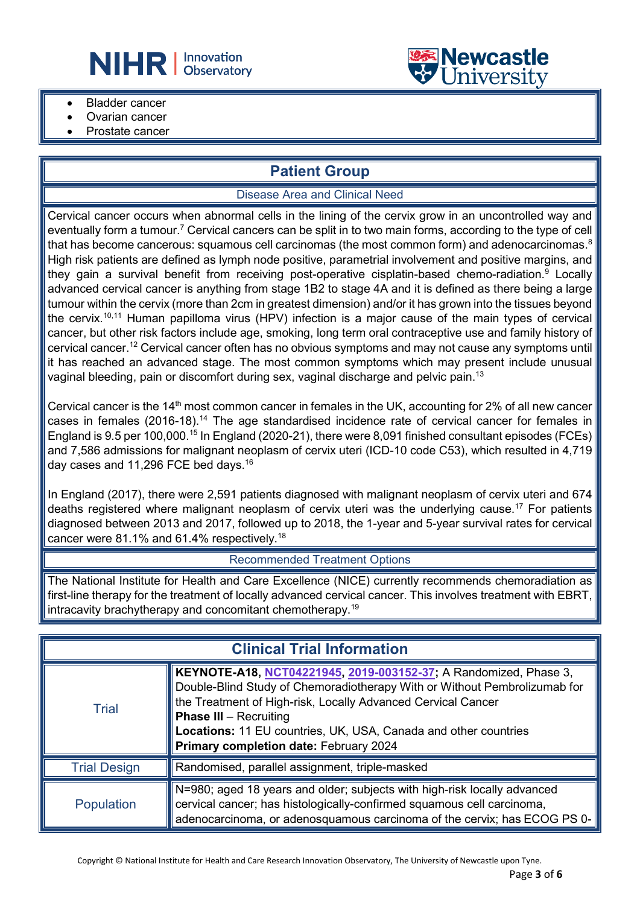- Bladder cancer
- Ovarian cancer
- Prostate cancer

## Patient Group

### Disease Area and Clinical Need

Cervical cancer occurs when abnormal cells in the lining of the cervix grow in an uncontrolled way and eventually form a tumour.[7] Cervical cancers can be split in to two main forms, according to the type of cell that has become cancerous: squamous cell carcinomas (the most common form) and adenocarcinomas.[8] High risk patients are defined as lymph node positive, parametrial involvement and positive margins, and they gain a survival benefit from receiving post-operative cisplatin-based chemo-radiation.[9] Locally advanced cervical cancer is anything from stage 1B2 to stage 4A and it is defined as there being a large tumour within the cervix (more than 2cm in greatest dimension) and/or it has grown into the tissues beyond the cervix.[10,11] Human papilloma virus (HPV) infection is a major cause of the main types of cervical cancer, but other risk factors include age, smoking, long term oral contraceptive use and family history of cervical cancer.[12] Cervical cancer often has no obvious symptoms and may not cause any symptoms until it has reached an advanced stage. The most common symptoms which may present include unusual vaginal bleeding, pain or discomfort during sex, vaginal discharge and pelvic pain.[13]

Cervical cancer is the 14th most common cancer in females in the UK, accounting for 2% of all new cancer cases in females (2016-18).[14] The age standardised incidence rate of cervical cancer for females in England is 9.5 per 100,000.[15] In England (2020-21), there were 8,091 finished consultant episodes (FCEs) and 7,586 admissions for malignant neoplasm of cervix uteri (ICD-10 code C53), which resulted in 4,719 day cases and 11,296 FCE bed days.[16]

In England (2017), there were 2,591 patients diagnosed with malignant neoplasm of cervix uteri and 674 deaths registered where malignant neoplasm of cervix uteri was the underlying cause.[17] For patients diagnosed between 2013 and 2017, followed up to 2018, the 1-year and 5-year survival rates for cervical cancer were 81.1% and 61.4% respectively.[18]

### Recommended Treatment Options

The National Institute for Health and Care Excellence (NICE) currently recommends chemoradiation as first-line therapy for the treatment of locally advanced cervical cancer. This involves treatment with EBRT, intracavity brachytherapy and concomitant chemotherapy.[19]

## Clinical Trial Information

| | |
|---|---|
| Trial | **KEYNOTE-A18, NCT04221945, 2019-003152-37;** A Randomized, Phase 3, Double-Blind Study of Chemoradiotherapy With or Without Pembrolizumab for the Treatment of High-risk, Locally Advanced Cervical Cancer<br>**Phase III** – Recruiting<br>**Locations:** 11 EU countries, UK, USA, Canada and other countries<br>**Primary completion date:** February 2024 |
| Trial Design | Randomised, parallel assignment, triple-masked |
| Population | N=980; aged 18 years and older; subjects with high-risk locally advanced cervical cancer; has histologically-confirmed squamous cell carcinoma, adenocarcinoma, or adenosquamous carcinoma of the cervix; has ECOG PS 0- |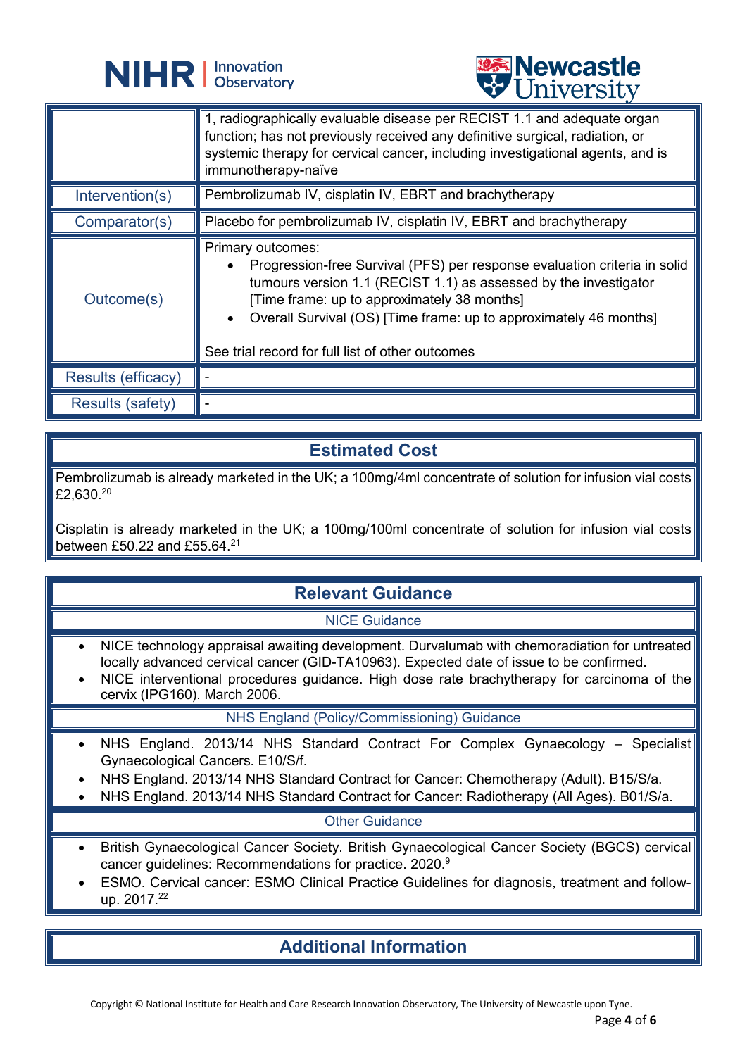| | |
|---|---|
| | 1, radiographically evaluable disease per RECIST 1.1 and adequate organ function; has not previously received any definitive surgical, radiation, or systemic therapy for cervical cancer, including investigational agents, and is immunotherapy-naïve |
| Intervention(s) | Pembrolizumab IV, cisplatin IV, EBRT and brachytherapy |
| Comparator(s) | Placebo for pembrolizumab IV, cisplatin IV, EBRT and brachytherapy |
| Outcome(s) | Primary outcomes:<br>• Progression-free Survival (PFS) per response evaluation criteria in solid tumours version 1.1 (RECIST 1.1) as assessed by the investigator [Time frame: up to approximately 38 months]<br>• Overall Survival (OS) [Time frame: up to approximately 46 months]<br><br>See trial record for full list of other outcomes |
| Results (efficacy) | - |
| Results (safety) | - |

## Estimated Cost

Pembrolizumab is already marketed in the UK; a 100mg/4ml concentrate of solution for infusion vial costs £2,630.[20]

Cisplatin is already marketed in the UK; a 100mg/100ml concentrate of solution for infusion vial costs between £50.22 and £55.64.[21]

## Relevant Guidance

### NICE Guidance

- NICE technology appraisal awaiting development. Durvalumab with chemoradiation for untreated locally advanced cervical cancer (GID-TA10963). Expected date of issue to be confirmed.
- NICE interventional procedures guidance. High dose rate brachytherapy for carcinoma of the cervix (IPG160). March 2006.

### NHS England (Policy/Commissioning) Guidance

- NHS England. 2013/14 NHS Standard Contract For Complex Gynaecology – Specialist Gynaecological Cancers. E10/S/f.
- NHS England. 2013/14 NHS Standard Contract for Cancer: Chemotherapy (Adult). B15/S/a.
- NHS England. 2013/14 NHS Standard Contract for Cancer: Radiotherapy (All Ages). B01/S/a.

### Other Guidance

- British Gynaecological Cancer Society. British Gynaecological Cancer Society (BGCS) cervical cancer guidelines: Recommendations for practice. 2020.[9]
- ESMO. Cervical cancer: ESMO Clinical Practice Guidelines for diagnosis, treatment and follow-up. 2017.[22]

## Additional Information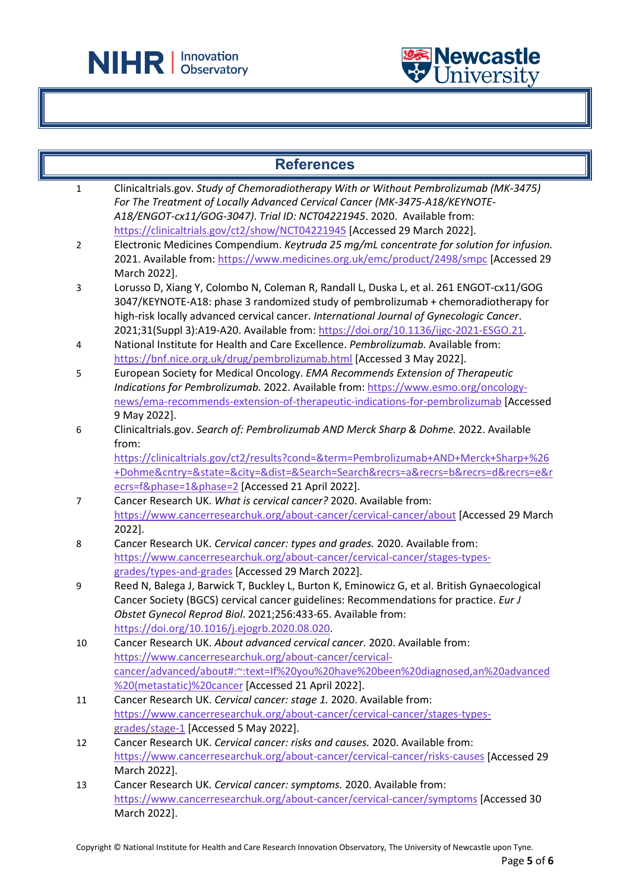## References

1. Clinicaltrials.gov. *Study of Chemoradiotherapy With or Without Pembrolizumab (MK-3475) For The Treatment of Locally Advanced Cervical Cancer (MK-3475-A18/KEYNOTE-A18/ENGOT-cx11/GOG-3047). Trial ID: NCT04221945*. 2020. Available from: https://clinicaltrials.gov/ct2/show/NCT04221945 [Accessed 29 March 2022].
2. Electronic Medicines Compendium. *Keytruda 25 mg/mL concentrate for solution for infusion.* 2021. Available from: https://www.medicines.org.uk/emc/product/2498/smpc [Accessed 29 March 2022].
3. Lorusso D, Xiang Y, Colombo N, Coleman R, Randall L, Duska L, et al. 261 ENGOT-cx11/GOG 3047/KEYNOTE-A18: phase 3 randomized study of pembrolizumab + chemoradiotherapy for high-risk locally advanced cervical cancer. *International Journal of Gynecologic Cancer*. 2021;31(Suppl 3):A19-A20. Available from: https://doi.org/10.1136/ijgc-2021-ESGO.21.
4. National Institute for Health and Care Excellence. *Pembrolizumab.* Available from: https://bnf.nice.org.uk/drug/pembrolizumab.html [Accessed 3 May 2022].
5. European Society for Medical Oncology. *EMA Recommends Extension of Therapeutic Indications for Pembrolizumab.* 2022. Available from: https://www.esmo.org/oncology-news/ema-recommends-extension-of-therapeutic-indications-for-pembrolizumab [Accessed 9 May 2022].
6. Clinicaltrials.gov. *Search of: Pembrolizumab AND Merck Sharp & Dohme.* 2022. Available from: https://clinicaltrials.gov/ct2/results?cond=&term=Pembrolizumab+AND+Merck+Sharp+%26+Dohme&cntry=&state=&city=&dist=&Search=Search&recrs=a&recrs=b&recrs=d&recrs=e&recrs=f&phase=1&phase=2 [Accessed 21 April 2022].
7. Cancer Research UK. *What is cervical cancer?* 2020. Available from: https://www.cancerresearchuk.org/about-cancer/cervical-cancer/about [Accessed 29 March 2022].
8. Cancer Research UK. *Cervical cancer: types and grades.* 2020. Available from: https://www.cancerresearchuk.org/about-cancer/cervical-cancer/stages-types-grades/types-and-grades [Accessed 29 March 2022].
9. Reed N, Balega J, Barwick T, Buckley L, Burton K, Eminowicz G, et al. British Gynaecological Cancer Society (BGCS) cervical cancer guidelines: Recommendations for practice. *Eur J Obstet Gynecol Reprod Biol*. 2021;256:433-65. Available from: https://doi.org/10.1016/j.ejogrb.2020.08.020.
10. Cancer Research UK. *About advanced cervical cancer.* 2020. Available from: https://www.cancerresearchuk.org/about-cancer/cervical-cancer/advanced/about#:~:text=If%20you%20have%20been%20diagnosed,an%20advanced%20(metastatic)%20cancer [Accessed 21 April 2022].
11. Cancer Research UK. *Cervical cancer: stage 1.* 2020. Available from: https://www.cancerresearchuk.org/about-cancer/cervical-cancer/stages-types-grades/stage-1 [Accessed 5 May 2022].
12. Cancer Research UK. *Cervical cancer: risks and causes.* 2020. Available from: https://www.cancerresearchuk.org/about-cancer/cervical-cancer/risks-causes [Accessed 29 March 2022].
13. Cancer Research UK. *Cervical cancer: symptoms.* 2020. Available from: https://www.cancerresearchuk.org/about-cancer/cervical-cancer/symptoms [Accessed 30 March 2022].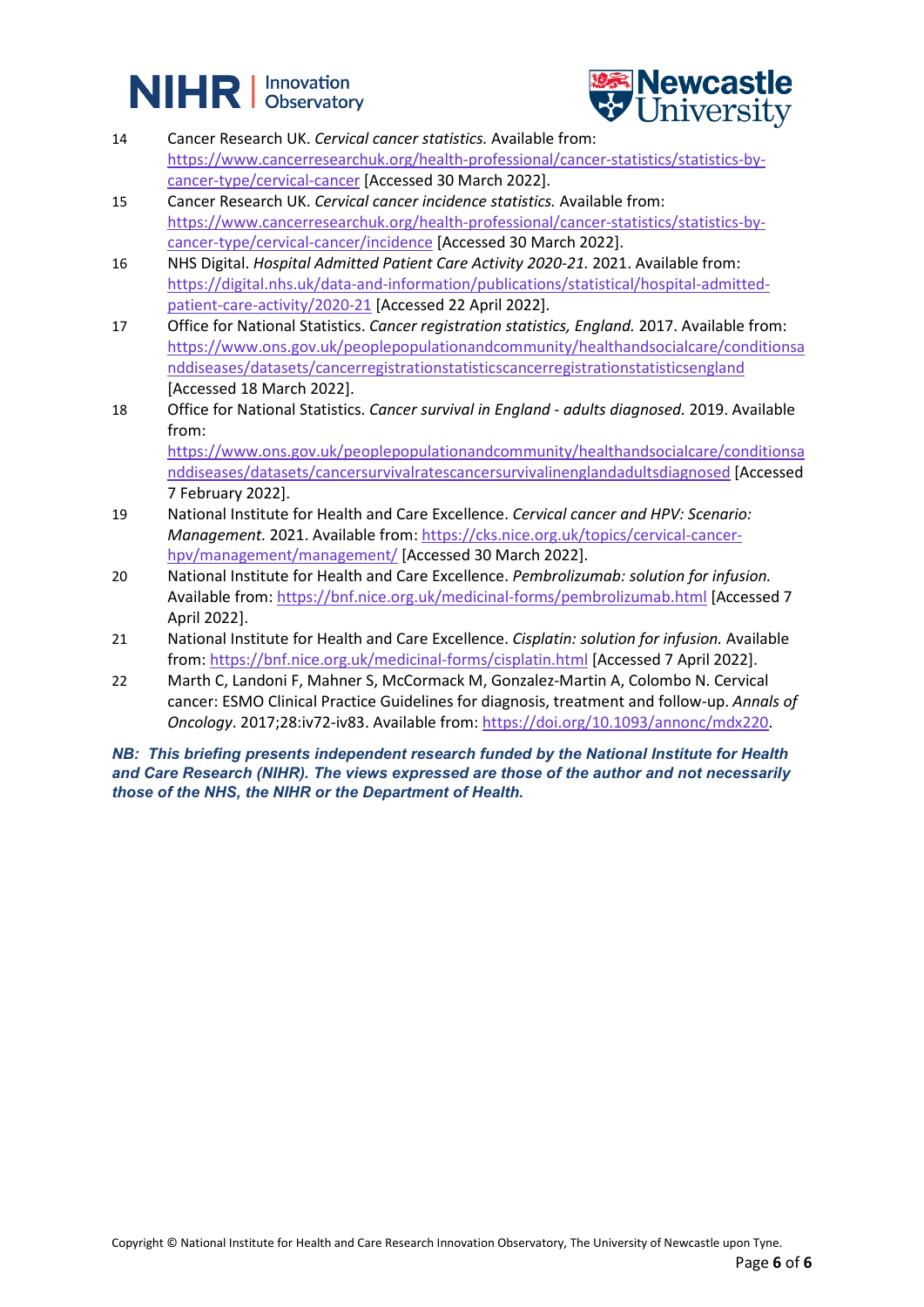14. Cancer Research UK. *Cervical cancer statistics.* Available from: https://www.cancerresearchuk.org/health-professional/cancer-statistics/statistics-by-cancer-type/cervical-cancer [Accessed 30 March 2022].
15. Cancer Research UK. *Cervical cancer incidence statistics.* Available from: https://www.cancerresearchuk.org/health-professional/cancer-statistics/statistics-by-cancer-type/cervical-cancer/incidence [Accessed 30 March 2022].
16. NHS Digital. *Hospital Admitted Patient Care Activity 2020-21.* 2021. Available from: https://digital.nhs.uk/data-and-information/publications/statistical/hospital-admitted-patient-care-activity/2020-21 [Accessed 22 April 2022].
17. Office for National Statistics. *Cancer registration statistics, England.* 2017. Available from: https://www.ons.gov.uk/peoplepopulationandcommunity/healthandsocialcare/conditionsanddiseases/datasets/cancerregistrationstatisticscancerregistrationstatisticsengland [Accessed 18 March 2022].
18. Office for National Statistics. *Cancer survival in England - adults diagnosed.* 2019. Available from: https://www.ons.gov.uk/peoplepopulationandcommunity/healthandsocialcare/conditionsanddiseases/datasets/cancersurvivalratescancersurvivalinenglandadultsdiagnosed [Accessed 7 February 2022].
19. National Institute for Health and Care Excellence. *Cervical cancer and HPV: Scenario: Management.* 2021. Available from: https://cks.nice.org.uk/topics/cervical-cancer-hpv/management/management/ [Accessed 30 March 2022].
20. National Institute for Health and Care Excellence. *Pembrolizumab: solution for infusion.* Available from: https://bnf.nice.org.uk/medicinal-forms/pembrolizumab.html [Accessed 7 April 2022].
21. National Institute for Health and Care Excellence. *Cisplatin: solution for infusion.* Available from: https://bnf.nice.org.uk/medicinal-forms/cisplatin.html [Accessed 7 April 2022].
22. Marth C, Landoni F, Mahner S, McCormack M, Gonzalez-Martin A, Colombo N. Cervical cancer: ESMO Clinical Practice Guidelines for diagnosis, treatment and follow-up. *Annals of Oncology*. 2017;28:iv72-iv83. Available from: https://doi.org/10.1093/annonc/mdx220.

***NB: This briefing presents independent research funded by the National Institute for Health and Care Research (NIHR). The views expressed are those of the author and not necessarily those of the NHS, the NIHR or the Department of Health.***

Copyright © National Institute for Health and Care Research Innovation Observatory, The University of Newcastle upon Tyne.